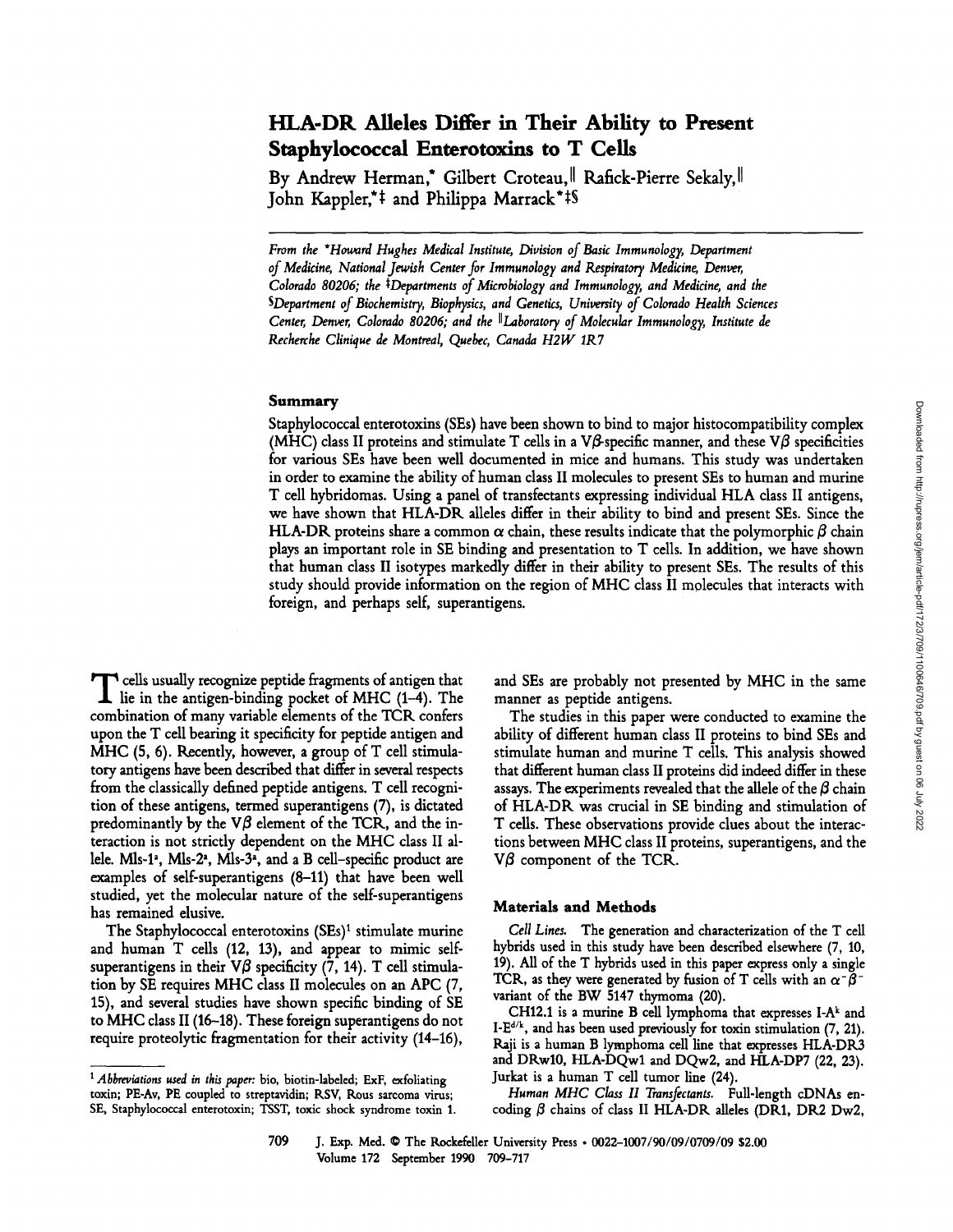# HLA-DR Alleles Differ in Their Ability to Present Staphylococcal Enterotoxins to T Cells

By Andrew Herman,* Gilbert Croteau,‖ Rafick-Pierre Sekaly,‖ John Kappler,*‡ and Philippa Marrack*‡§

*From the *Howard Hughes Medical Institute, Division of Basic Immunology, Department of Medicine, National Jewish Center for Immunology and Respiratory Medicine, Denver, Colorado 80206; the ‡Departments of Microbiology and Immunology, and Medicine, and the §Department of Biochemistry, Biophysics, and Genetics, University of Colorado Health Sciences Center, Denver, Colorado 80206; and the ‖Laboratory of Molecular Immunology, Institute de Recherche Clinique de Montreal, Quebec, Canada H2W 1R7*

## Summary

Staphylococcal enterotoxins (SEs) have been shown to bind to major histocompatibility complex (MHC) class II proteins and stimulate T cells in a Vβ-specific manner, and these Vβ specificities for various SEs have been well documented in mice and humans. This study was undertaken in order to examine the ability of human class II molecules to present SEs to human and murine T cell hybridomas. Using a panel of transfectants expressing individual HLA class II antigens, we have shown that HLA-DR alleles differ in their ability to bind and present SEs. Since the HLA-DR proteins share a common α chain, these results indicate that the polymorphic β chain plays an important role in SE binding and presentation to T cells. In addition, we have shown that human class II isotypes markedly differ in their ability to present SEs. The results of this study should provide information on the region of MHC class II molecules that interacts with foreign, and perhaps self, superantigens.

T cells usually recognize peptide fragments of antigen that lie in the antigen-binding pocket of MHC (1–4). The combination of many variable elements of the TCR confers upon the T cell bearing it specificity for peptide antigen and MHC (5, 6). Recently, however, a group of T cell stimulatory antigens have been described that differ in several respects from the classically defined peptide antigens. T cell recognition of these antigens, termed superantigens (7), is dictated predominantly by the Vβ element of the TCR, and the interaction is not strictly dependent on the MHC class II allele. Mls-1[a], Mls-2[a], Mls-3[a], and a B cell–specific product are examples of self-superantigens (8–11) that have been well studied, yet the molecular nature of the self-superantigens has remained elusive.

The Staphylococcal enterotoxins (SEs)[1] stimulate murine and human T cells (12, 13), and appear to mimic self-superantigens in their Vβ specificity (7, 14). T cell stimulation by SE requires MHC class II molecules on an APC (7, 15), and several studies have shown specific binding of SE to MHC class II (16–18). These foreign superantigens do not require proteolytic fragmentation for their activity (14–16), and SEs are probably not presented by MHC in the same manner as peptide antigens.

The studies in this paper were conducted to examine the ability of different human class II proteins to bind SEs and stimulate human and murine T cells. This analysis showed that different human class II proteins did indeed differ in these assays. The experiments revealed that the allele of the β chain of HLA-DR was crucial in SE binding and stimulation of T cells. These observations provide clues about the interactions between MHC class II proteins, superantigens, and the Vβ component of the TCR.

## Materials and Methods

*Cell Lines.* The generation and characterization of the T cell hybrids used in this study have been described elsewhere (7, 10, 19). All of the T hybrids used in this paper express only a single TCR, as they were generated by fusion of T cells with an $\alpha^-\beta^-$ variant of the BW 5147 thymoma (20).

CH12.1 is a murine B cell lymphoma that expresses I-A[k] and I-E[d/k], and has been used previously for toxin stimulation (7, 21). Raji is a human B lymphoma cell line that expresses HLA-DR3 and DRw10, HLA-DQw1 and DQw2, and HLA-DP7 (22, 23). Jurkat is a human T cell tumor line (24).

*Human MHC Class II Transfectants.* Full-length cDNAs encoding β chains of class II HLA-DR alleles (DR1, DR2 Dw2,

[1] *Abbreviations used in this paper:* bio, biotin-labeled; ExF, exfoliating toxin; PE-Av, PE coupled to streptavidin; RSV, Rous sarcoma virus; SE, Staphylococcal enterotoxin; TSST, toxic shock syndrome toxin 1.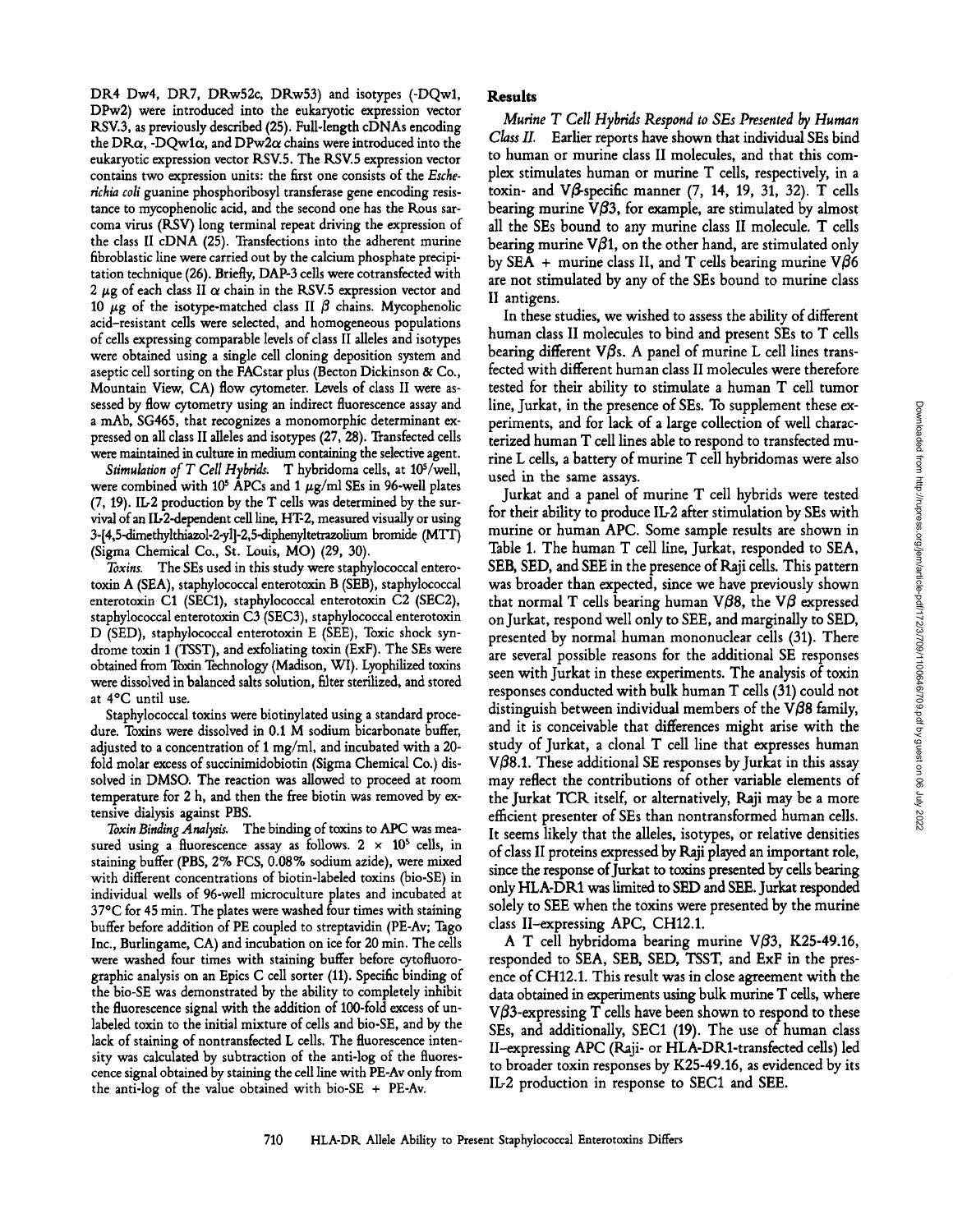DR4 Dw4, DR7, DRw52c, DRw53) and isotypes (-DQw1, DPw2) were introduced into the eukaryotic expression vector RSV.3, as previously described (25). Full-length cDNAs encoding the DRα, -DQw1α, and DPw2α chains were introduced into the eukaryotic expression vector RSV.5. The RSV.5 expression vector contains two expression units: the first one consists of the *Escherichia coli* guanine phosphoribosyl transferase gene encoding resistance to mycophenolic acid, and the second one has the Rous sarcoma virus (RSV) long terminal repeat driving the expression of the class II cDNA (25). Transfections into the adherent murine fibroblastic line were carried out by the calcium phosphate precipitation technique (26). Briefly, DAP-3 cells were cotransfected with 2 μg of each class II α chain in the RSV.5 expression vector and 10 μg of the isotype-matched class II β chains. Mycophenolic acid–resistant cells were selected, and homogeneous populations of cells expressing comparable levels of class II alleles and isotypes were obtained using a single cell cloning deposition system and aseptic cell sorting on the FACStar plus (Becton Dickinson & Co., Mountain View, CA) flow cytometer. Levels of class II were assessed by flow cytometry using an indirect fluorescence assay and a mAb, SG465, that recognizes a monomorphic determinant expressed on all class II alleles and isotypes (27, 28). Transfected cells were maintained in culture in medium containing the selective agent.

*Stimulation of T Cell Hybrids.* T hybridoma cells, at $10^5$/well, were combined with $10^5$ APCs and 1 μg/ml SEs in 96-well plates (7, 19). IL-2 production by the T cells was determined by the survival of an IL-2-dependent cell line, HT-2, measured visually or using 3-[4,5-dimethylthiazol-2-yl]-2,5-diphenyltetrazolium bromide (MTT) (Sigma Chemical Co., St. Louis, MO) (29, 30).

*Toxins.* The SEs used in this study were staphylococcal enterotoxin A (SEA), staphylococcal enterotoxin B (SEB), staphylococcal enterotoxin C1 (SEC1), staphylococcal enterotoxin C2 (SEC2), staphylococcal enterotoxin C3 (SEC3), staphylococcal enterotoxin D (SED), staphylococcal enterotoxin E (SEE), Toxic shock syndrome toxin 1 (TSST), and exfoliating toxin (ExF). The SEs were obtained from Toxin Technology (Madison, WI). Lyophilized toxins were dissolved in balanced salts solution, filter sterilized, and stored at 4°C until use.

Staphylococcal toxins were biotinylated using a standard procedure. Toxins were dissolved in 0.1 M sodium bicarbonate buffer, adjusted to a concentration of 1 mg/ml, and incubated with a 20-fold molar excess of succinimidobiotin (Sigma Chemical Co.) dissolved in DMSO. The reaction was allowed to proceed at room temperature for 2 h, and then the free biotin was removed by extensive dialysis against PBS.

*Toxin Binding Analysis.* The binding of toxins to APC was measured using a fluorescence assay as follows. 2 × $10^5$ cells, in staining buffer (PBS, 2% FCS, 0.08% sodium azide), were mixed with different concentrations of biotin-labeled toxins (bio-SE) in individual wells of 96-well microculture plates and incubated at 37°C for 45 min. The plates were washed four times with staining buffer before addition of PE coupled to streptavidin (PE-Av; Tago Inc., Burlingame, CA) and incubation on ice for 20 min. The cells were washed four times with staining buffer before cytofluorographic analysis on an Epics C cell sorter (11). Specific binding of the bio-SE was demonstrated by the ability to completely inhibit the fluorescence signal with the addition of 100-fold excess of unlabeled toxin to the initial mixture of cells and bio-SE, and by the lack of staining of nontransfected L cells. The fluorescence intensity was calculated by subtraction of the anti-log of the fluorescence signal obtained by staining the cell line with PE-Av only from the anti-log of the value obtained with bio-SE + PE-Av.

## Results

*Murine T Cell Hybrids Respond to SEs Presented by Human Class II.* Earlier reports have shown that individual SEs bind to human or murine class II molecules, and that this complex stimulates human or murine T cells, respectively, in a toxin- and Vβ-specific manner (7, 14, 19, 31, 32). T cells bearing murine Vβ3, for example, are stimulated by almost all the SEs bound to any murine class II molecule. T cells bearing murine Vβ1, on the other hand, are stimulated only by SEA + murine class II, and T cells bearing murine Vβ6 are not stimulated by any of the SEs bound to murine class II antigens.

In these studies, we wished to assess the ability of different human class II molecules to bind and present SEs to T cells bearing different Vβs. A panel of murine L cell lines transfected with different human class II molecules were therefore tested for their ability to stimulate a human T cell tumor line, Jurkat, in the presence of SEs. To supplement these experiments, and for lack of a large collection of well characterized human T cell lines able to respond to transfected murine L cells, a battery of murine T cell hybridomas were also used in the same assays.

Jurkat and a panel of murine T cell hybrids were tested for their ability to produce IL-2 after stimulation by SEs with murine or human APC. Some sample results are shown in Table 1. The human T cell line, Jurkat, responded to SEA, SEB, SED, and SEE in the presence of Raji cells. This pattern was broader than expected, since we have previously shown that normal T cells bearing human Vβ8, the Vβ expressed on Jurkat, respond well only to SEE, and marginally to SED, presented by normal human mononuclear cells (31). There are several possible reasons for the additional SE responses seen with Jurkat in these experiments. The analysis of toxin responses conducted with bulk human T cells (31) could not distinguish between individual members of the Vβ8 family, and it is conceivable that differences might arise with the study of Jurkat, a clonal T cell line that expresses human Vβ8.1. These additional SE responses by Jurkat in this assay may reflect the contributions of other variable elements of the Jurkat TCR itself, or alternatively, Raji may be a more efficient presenter of SEs than nontransformed human cells. It seems likely that the alleles, isotypes, or relative densities of class II proteins expressed by Raji played an important role, since the response of Jurkat to toxins presented by cells bearing only HLA-DR1 was limited to SED and SEE. Jurkat responded solely to SEE when the toxins were presented by the murine class II–expressing APC, CH12.1.

A T cell hybridoma bearing murine Vβ3, K25-49.16, responded to SEA, SEB, SED, TSST, and ExF in the presence of CH12.1. This result was in close agreement with the data obtained in experiments using bulk murine T cells, where Vβ3-expressing T cells have been shown to respond to these SEs, and additionally, SEC1 (19). The use of human class II–expressing APC (Raji- or HLA-DR1-transfected cells) led to broader toxin responses by K25-49.16, as evidenced by its IL-2 production in response to SEC1 and SEE.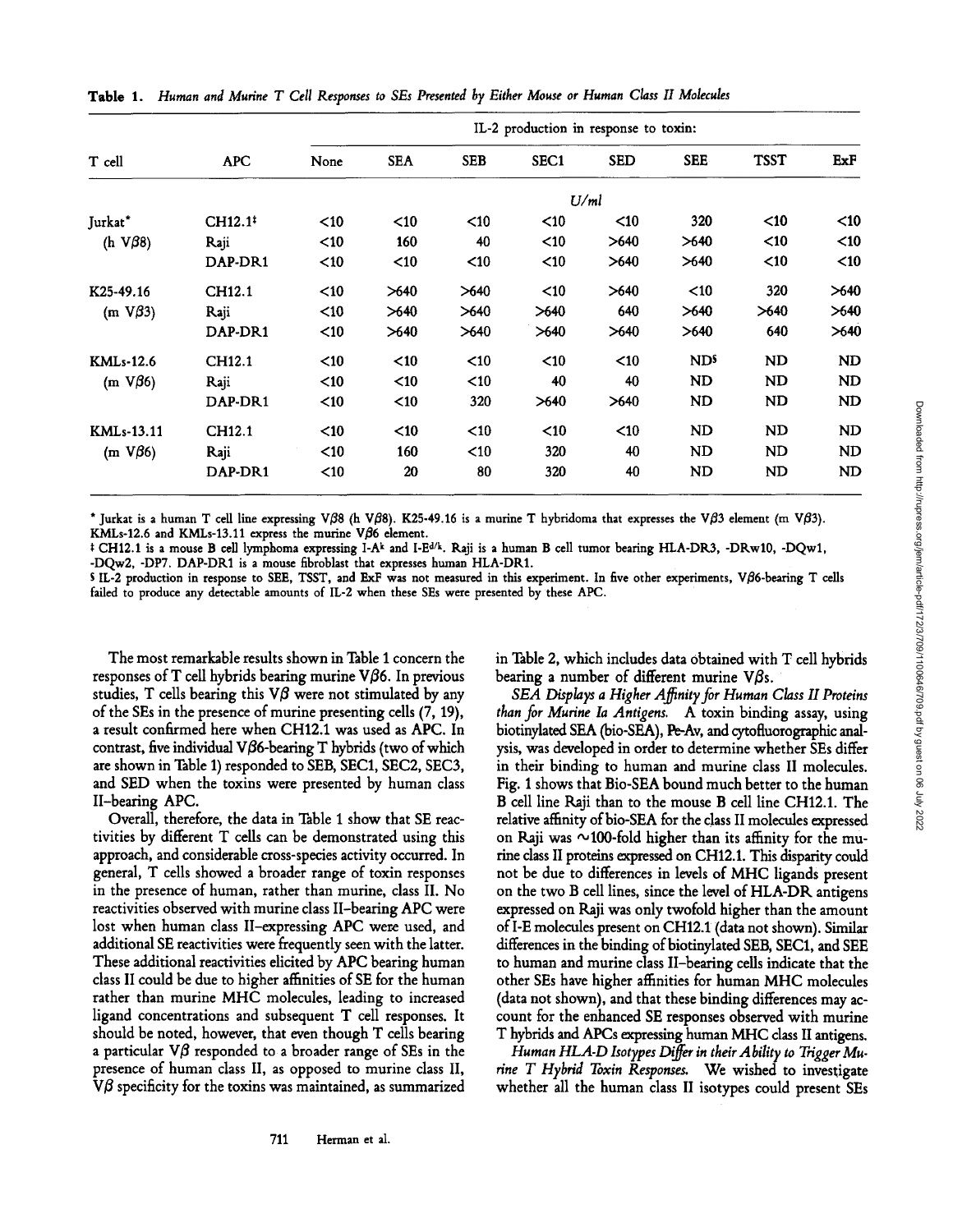**Table 1.** *Human and Murine T Cell Responses to SEs Presented by Either Mouse or Human Class II Molecules*

| T cell | APC | IL-2 production in response to toxin: | | | | | | | |
|---|---|---|---|---|---|---|---|---|---|
| | | None | SEA | SEB | SEC1 | SED | SEE | TSST | ExF |
| | | *U/ml* | | | | | | | |
| Jurkat* | CH12.1‡ | <10 | <10 | <10 | <10 | <10 | 320 | <10 | <10 |
| (h Vβ8) | Raji | <10 | 160 | 40 | <10 | >640 | >640 | <10 | <10 |
| | DAP-DR1 | <10 | <10 | <10 | <10 | >640 | >640 | <10 | <10 |
| K25-49.16 | CH12.1 | <10 | >640 | >640 | <10 | >640 | <10 | 320 | >640 |
| (m Vβ3) | Raji | <10 | >640 | >640 | >640 | 640 | >640 | >640 | >640 |
| | DAP-DR1 | <10 | >640 | >640 | >640 | >640 | >640 | 640 | >640 |
| KMLs-12.6 | CH12.1 | <10 | <10 | <10 | <10 | <10 | ND§ | ND | ND |
| (m Vβ6) | Raji | <10 | <10 | <10 | 40 | 40 | ND | ND | ND |
| | DAP-DR1 | <10 | <10 | 320 | >640 | >640 | ND | ND | ND |
| KMLs-13.11 | CH12.1 | <10 | <10 | <10 | <10 | <10 | ND | ND | ND |
| (m Vβ6) | Raji | <10 | 160 | <10 | 320 | 40 | ND | ND | ND |
| | DAP-DR1 | <10 | 20 | 80 | 320 | 40 | ND | ND | ND |

\* Jurkat is a human T cell line expressing Vβ8 (h Vβ8). K25-49.16 is a murine T hybridoma that expresses the Vβ3 element (m Vβ3). KMLs-12.6 and KMLs-13.11 express the murine Vβ6 element.

‡ CH12.1 is a mouse B cell lymphoma expressing I-A$^{k}$ and I-E$^{d/k}$. Raji is a human B cell tumor bearing HLA-DR3, -DRw10, -DQw1, -DQw2, -DP7. DAP-DR1 is a mouse fibroblast that expresses human HLA-DR1.

§ IL-2 production in response to SEE, TSST, and ExF was not measured in this experiment. In five other experiments, Vβ6-bearing T cells failed to produce any detectable amounts of IL-2 when these SEs were presented by these APC.

The most remarkable results shown in Table 1 concern the responses of T cell hybrids bearing murine Vβ6. In previous studies, T cells bearing this Vβ were not stimulated by any of the SEs in the presence of murine presenting cells (7, 19), a result confirmed here when CH12.1 was used as APC. In contrast, five individual Vβ6-bearing T hybrids (two of which are shown in Table 1) responded to SEB, SEC1, SEC2, SEC3, and SED when the toxins were presented by human class II–bearing APC.

Overall, therefore, the data in Table 1 show that SE reactivities by different T cells can be demonstrated using this approach, and considerable cross-species activity occurred. In general, T cells showed a broader range of toxin responses in the presence of human, rather than murine, class II. No reactivities observed with murine class II–bearing APC were lost when human class II–expressing APC were used, and additional SE reactivities were frequently seen with the latter. These additional reactivities elicited by APC bearing human class II could be due to higher affinities of SE for the human rather than murine MHC molecules, leading to increased ligand concentrations and subsequent T cell responses. It should be noted, however, that even though T cells bearing a particular Vβ responded to a broader range of SEs in the presence of human class II, as opposed to murine class II, Vβ specificity for the toxins was maintained, as summarized in Table 2, which includes data obtained with T cell hybrids bearing a number of different murine Vβs.

*SEA Displays a Higher Affinity for Human Class II Proteins than for Murine Ia Antigens.* A toxin binding assay, using biotinylated SEA (bio-SEA), Pe-Av, and cytofluorographic analysis, was developed in order to determine whether SEs differ in their binding to human and murine class II molecules. Fig. 1 shows that Bio-SEA bound much better to the human B cell line Raji than to the mouse B cell line CH12.1. The relative affinity of bio-SEA for the class II molecules expressed on Raji was ~100-fold higher than its affinity for the murine class II proteins expressed on CH12.1. This disparity could not be due to differences in levels of MHC ligands present on the two B cell lines, since the level of HLA-DR antigens expressed on Raji was only twofold higher than the amount of I-E molecules present on CH12.1 (data not shown). Similar differences in the binding of biotinylated SEB, SEC1, and SEE to human and murine class II–bearing cells indicate that the other SEs have higher affinities for human MHC molecules (data not shown), and that these binding differences may account for the enhanced SE responses observed with murine T hybrids and APCs expressing human MHC class II antigens.

*Human HLA-D Isotypes Differ in their Ability to Trigger Murine T Hybrid Toxin Responses.* We wished to investigate whether all the human class II isotypes could present SEs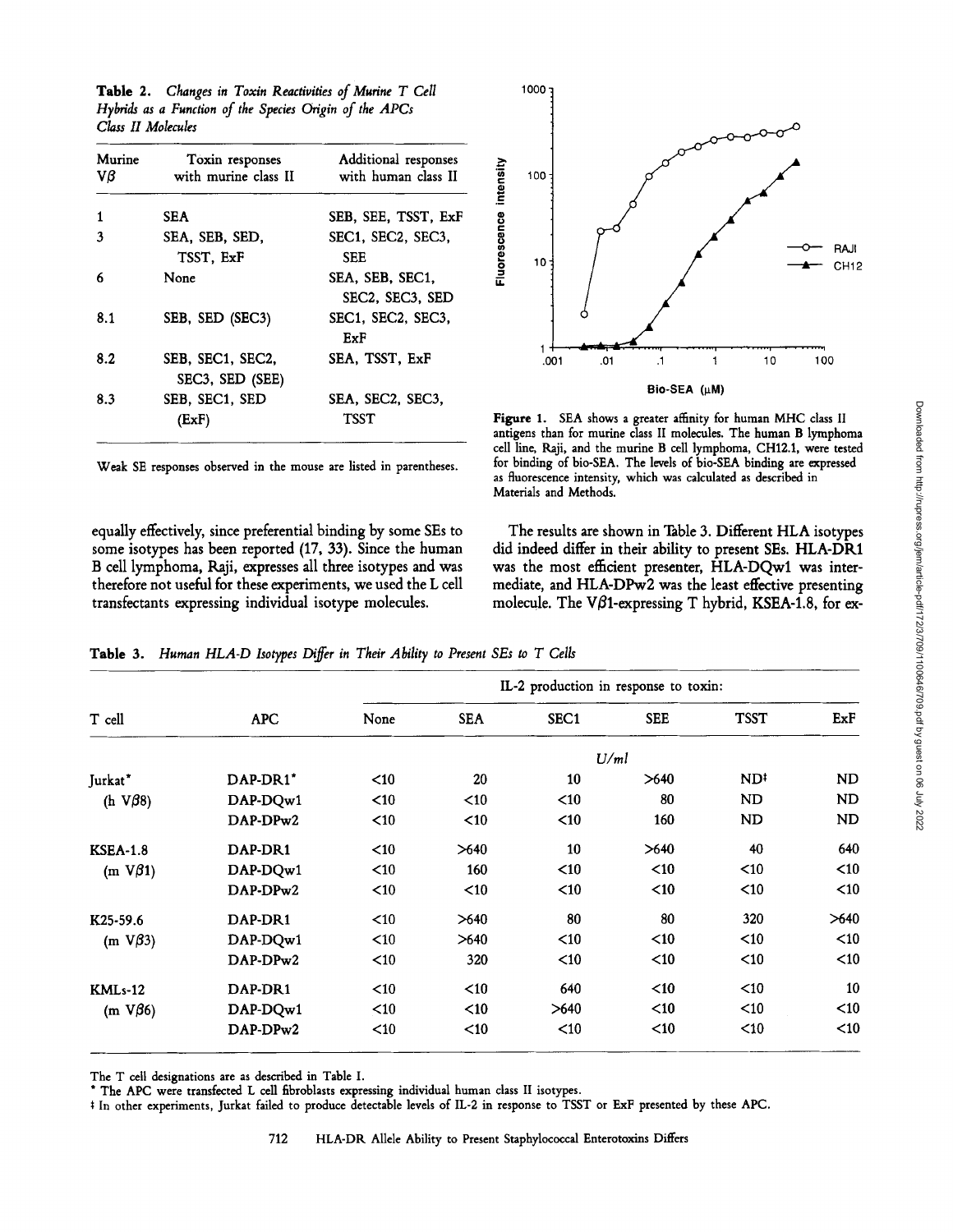**Table 2.** *Changes in Toxin Reactivities of Murine T Cell Hybrids as a Function of the Species Origin of the APCs Class II Molecules*

| Murine Vβ | Toxin responses with murine class II | Additional responses with human class II |
|---|---|---|
| 1 | SEA | SEB, SEE, TSST, ExF |
| 3 | SEA, SEB, SED, TSST, ExF | SEC1, SEC2, SEC3, SEE |
| 6 | None | SEA, SEB, SEC1, SEC2, SEC3, SED |
| 8.1 | SEB, SED (SEC3) | SEC1, SEC2, SEC3, ExF |
| 8.2 | SEB, SEC1, SEC2, SEC3, SED (SEE) | SEA, TSST, ExF |
| 8.3 | SEB, SEC1, SED (ExF) | SEA, SEC2, SEC3, TSST |

Weak SE responses observed in the mouse are listed in parentheses.

**Figure 1.** SEA shows a greater affinity for human MHC class II antigens than for murine class II molecules. The human B lymphoma cell line, Raji, and the murine B cell lymphoma, CH12.1, were tested for binding of bio-SEA. The levels of bio-SEA binding are expressed as fluorescence intensity, which was calculated as described in Materials and Methods.

equally effectively, since preferential binding by some SEs to some isotypes has been reported (17, 33). Since the human B cell lymphoma, Raji, expresses all three isotypes and was therefore not useful for these experiments, we used the L cell transfectants expressing individual isotype molecules.

The results are shown in Table 3. Different HLA isotypes did indeed differ in their ability to present SEs. HLA-DR1 was the most efficient presenter, HLA-DQw1 was intermediate, and HLA-DPw2 was the least effective presenting molecule. The Vβ1-expressing T hybrid, KSEA-1.8, for ex-

**Table 3.** *Human HLA-D Isotypes Differ in Their Ability to Present SEs to T Cells*

| T cell | APC | IL-2 production in response to toxin: None | SEA | SEC1 | SEE | TSST | ExF |
|---|---|---|---|---|---|---|---|
| | | | | U/ml | | | |
| Jurkat* (h Vβ8) | DAP-DR1* | <10 | 20 | 10 | >640 | ND‡ | ND |
| | DAP-DQw1 | <10 | <10 | <10 | 80 | ND | ND |
| | DAP-DPw2 | <10 | <10 | <10 | 160 | ND | ND |
| KSEA-1.8 (m Vβ1) | DAP-DR1 | <10 | >640 | 10 | >640 | 40 | 640 |
| | DAP-DQw1 | <10 | 160 | <10 | <10 | <10 | <10 |
| | DAP-DPw2 | <10 | <10 | <10 | <10 | <10 | <10 |
| K25-59.6 (m Vβ3) | DAP-DR1 | <10 | >640 | 80 | 80 | 320 | >640 |
| | DAP-DQw1 | <10 | >640 | <10 | <10 | <10 | <10 |
| | DAP-DPw2 | <10 | 320 | <10 | <10 | <10 | <10 |
| KMLs-12 (m Vβ6) | DAP-DR1 | <10 | <10 | 640 | <10 | <10 | 10 |
| | DAP-DQw1 | <10 | <10 | >640 | <10 | <10 | <10 |
| | DAP-DPw2 | <10 | <10 | <10 | <10 | <10 | <10 |

The T cell designations are as described in Table I.

* The APC were transfected L cell fibroblasts expressing individual human class II isotypes.

‡ In other experiments, Jurkat failed to produce detectable levels of IL-2 in response to TSST or ExF presented by these APC.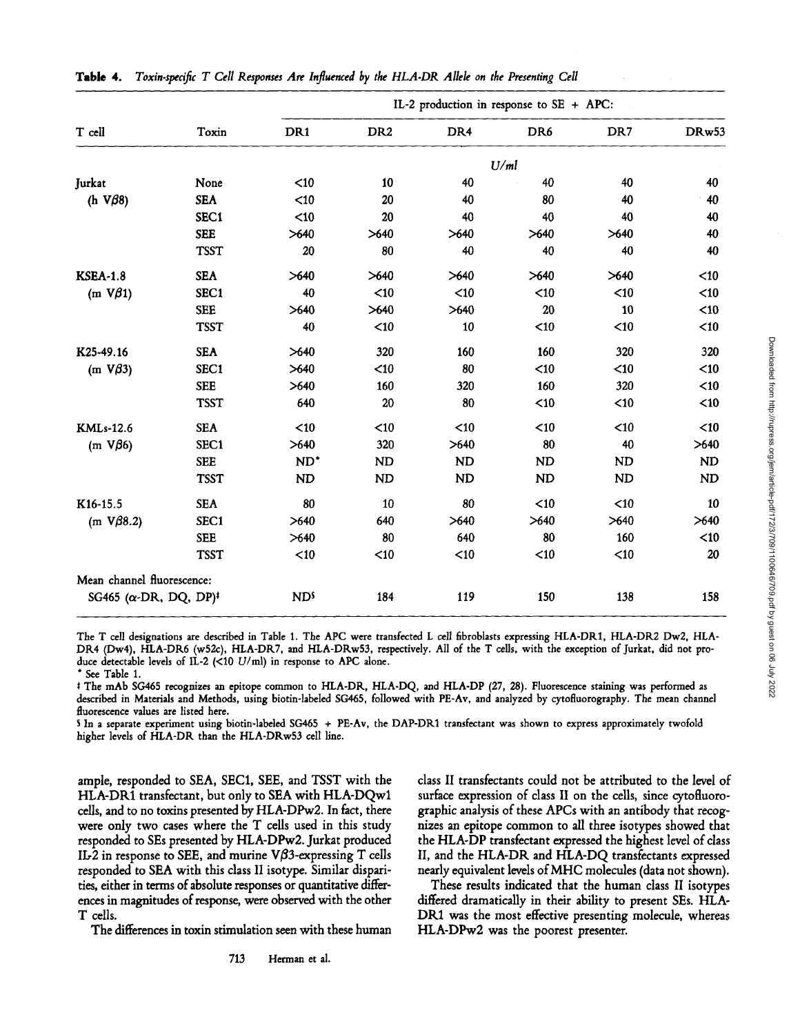**Table 4.** *Toxin-specific T Cell Responses Are Influenced by the HLA-DR Allele on the Presenting Cell*

| T cell | Toxin | IL-2 production in response to SE + APC: DR1 | DR2 | DR4 | DR6 | DR7 | DRw53 |
|---|---|---|---|---|---|---|---|
| | | | | U/ml | | | |
| Jurkat | None | <10 | 10 | 40 | 40 | 40 | 40 |
| (h Vβ8) | SEA | <10 | 20 | 40 | 80 | 40 | 40 |
| | SEC1 | <10 | 20 | 40 | 40 | 40 | 40 |
| | SEE | >640 | >640 | >640 | >640 | >640 | 40 |
| | TSST | 20 | 80 | 40 | 40 | 40 | 40 |
| KSEA-1.8 | SEA | >640 | >640 | >640 | >640 | >640 | <10 |
| (m Vβ1) | SEC1 | 40 | <10 | <10 | <10 | <10 | <10 |
| | SEE | >640 | >640 | >640 | 20 | 10 | <10 |
| | TSST | 40 | <10 | 10 | <10 | <10 | <10 |
| K25-49.16 | SEA | >640 | 320 | 160 | 160 | 320 | 320 |
| (m Vβ3) | SEC1 | >640 | <10 | 80 | <10 | <10 | <10 |
| | SEE | >640 | 160 | 320 | 160 | 320 | <10 |
| | TSST | 640 | 20 | 80 | <10 | <10 | <10 |
| KMLs-12.6 | SEA | <10 | <10 | <10 | <10 | <10 | <10 |
| (m Vβ6) | SEC1 | >640 | 320 | >640 | 80 | 40 | >640 |
| | SEE | ND* | ND | ND | ND | ND | ND |
| | TSST | ND | ND | ND | ND | ND | ND |
| K16-15.5 | SEA | 80 | 10 | 80 | <10 | <10 | 10 |
| (m Vβ8.2) | SEC1 | >640 | 640 | >640 | >640 | >640 | >640 |
| | SEE | >640 | 80 | 640 | 80 | 160 | <10 |
| | TSST | <10 | <10 | <10 | <10 | <10 | 20 |
| Mean channel fluorescence: | | | | | | | |
| SG465 (α-DR, DQ, DP)‡ | | ND§ | 184 | 119 | 150 | 138 | 158 |

The T cell designations are described in Table 1. The APC were transfected L cell fibroblasts expressing HLA-DR1, HLA-DR2 Dw2, HLA-DR4 (Dw4), HLA-DR6 (w52c), HLA-DR7, and HLA-DRw53, respectively. All of the T cells, with the exception of Jurkat, did not produce detectable levels of IL-2 (<10 U/ml) in response to APC alone.

\* See Table 1.

‡ The mAb SG465 recognizes an epitope common to HLA-DR, HLA-DQ, and HLA-DP (27, 28). Fluorescence staining was performed as described in Materials and Methods, using biotin-labeled SG465, followed with PE-Av, and analyzed by cytofluorography. The mean channel fluorescence values are listed here.

§ In a separate experiment using biotin-labeled SG465 + PE-Av, the DAP-DR1 transfectant was shown to express approximately twofold higher levels of HLA-DR than the HLA-DRw53 cell line.

ample, responded to SEA, SEC1, SEE, and TSST with the HLA-DR1 transfectant, but only to SEA with HLA-DQw1 cells, and to no toxins presented by HLA-DPw2. In fact, there were only two cases where the T cells used in this study responded to SEs presented by HLA-DPw2. Jurkat produced IL-2 in response to SEE, and murine Vβ3-expressing T cells responded to SEA with this class II isotype. Similar disparities, either in terms of absolute responses or quantitative differences in magnitudes of response, were observed with the other T cells.

The differences in toxin stimulation seen with these human class II transfectants could not be attributed to the level of surface expression of class II on the cells, since cytofluorographic analysis of these APCs with an antibody that recognizes an epitope common to all three isotypes showed that the HLA-DP transfectant expressed the highest level of class II, and the HLA-DR and HLA-DQ transfectants expressed nearly equivalent levels of MHC molecules (data not shown).

These results indicated that the human class II isotypes differed dramatically in their ability to present SEs. HLA-DR1 was the most effective presenting molecule, whereas HLA-DPw2 was the poorest presenter.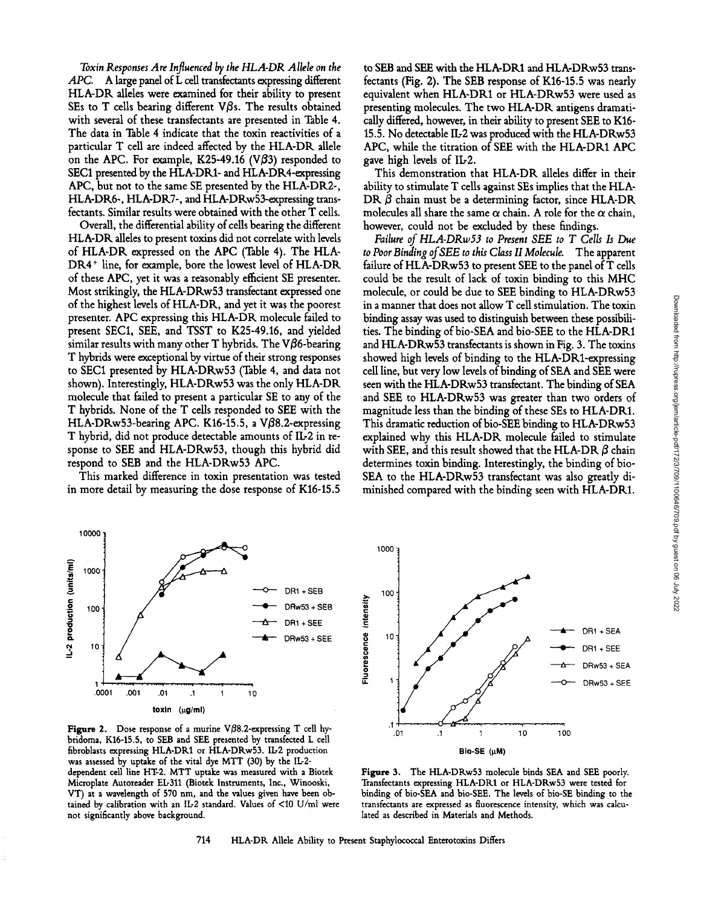*Toxin Responses Are Influenced by the HLA-DR Allele on the APC.* A large panel of L cell transfectants expressing different HLA-DR alleles were examined for their ability to present SEs to T cells bearing different V$\beta$s. The results obtained with several of these transfectants are presented in Table 4. The data in Table 4 indicate that the toxin reactivities of a particular T cell are indeed affected by the HLA-DR allele on the APC. For example, K25-49.16 (V$\beta$3) responded to SEC1 presented by the HLA-DR1- and HLA-DR4-expressing APC, but not to the same SE presented by the HLA-DR2-, HLA-DR6-, HLA-DR7-, and HLA-DRw53-expressing transfectants. Similar results were obtained with the other T cells.

Overall, the differential ability of cells bearing the different HLA-DR alleles to present toxins did not correlate with levels of HLA-DR expressed on the APC (Table 4). The HLA-DR4+ line, for example, bore the lowest level of HLA-DR of these APC, yet it was a reasonably efficient SE presenter. Most strikingly, the HLA-DRw53 transfectant expressed one of the highest levels of HLA-DR, and yet it was the poorest presenter. APC expressing this HLA-DR molecule failed to present SEC1, SEE, and TSST to K25-49.16, and yielded similar results with many other T hybrids. The V$\beta$6-bearing T hybrids were exceptional by virtue of their strong responses to SEC1 presented by HLA-DRw53 (Table 4, and data not shown). Interestingly, HLA-DRw53 was the only HLA-DR molecule that failed to present a particular SE to any of the T hybrids. None of the T cells responded to SEE with the HLA-DRw53-bearing APC. K16-15.5, a V$\beta$8.2-expressing T hybrid, did not produce detectable amounts of IL-2 in response to SEE and HLA-DRw53, though this hybrid did respond to SEB and the HLA-DRw53 APC.

This marked difference in toxin presentation was tested in more detail by measuring the dose response of K16-15.5 to SEB and SEE with the HLA-DR1 and HLA-DRw53 transfectants (Fig. 2). The SEB response of K16-15.5 was nearly equivalent when HLA-DR1 or HLA-DRw53 were used as presenting molecules. The two HLA-DR antigens dramatically differed, however, in their ability to present SEE to K16-15.5. No detectable IL-2 was produced with the HLA-DRw53 APC, while the titration of SEE with the HLA-DR1 APC gave high levels of IL-2.

This demonstration that HLA-DR alleles differ in their ability to stimulate T cells against SEs implies that the HLA-DR $\beta$ chain must be a determining factor, since HLA-DR molecules all share the same $\alpha$ chain. A role for the $\alpha$ chain, however, could not be excluded by these findings.

*Failure of HLA-DRw53 to Present SEE to T Cells Is Due to Poor Binding of SEE to this Class II Molecule.* The apparent failure of HLA-DRw53 to present SEE to the panel of T cells could be the result of lack of toxin binding to this MHC molecule, or could be due to SEE binding to HLA-DRw53 in a manner that does not allow T cell stimulation. The toxin binding assay was used to distinguish between these possibilities. The binding of bio-SEA and bio-SEE to the HLA-DR1 and HLA-DRw53 transfectants is shown in Fig. 3. The toxins showed high levels of binding to the HLA-DR1-expressing cell line, but very low levels of binding of SEA and SEE were seen with the HLA-DRw53 transfectant. The binding of SEA and SEE to HLA-DRw53 was greater than two orders of magnitude less than the binding of these SEs to HLA-DR1. This dramatic reduction of bio-SEE binding to HLA-DRw53 explained why this HLA-DR molecule failed to stimulate with SEE, and this result showed that the HLA-DR $\beta$ chain determines toxin binding. Interestingly, the binding of bio-SEA to the HLA-DRw53 transfectant was also greatly diminished compared with the binding seen with HLA-DR1.

**Figure 2.** Dose response of a murine V$\beta$8.2-expressing T cell hybridoma, K16-15.5, to SEB and SEE presented by transfected L cell fibroblasts expressing HLA-DR1 or HLA-DRw53. IL-2 production was assessed by uptake of the vital dye MTT (30) by the IL-2-dependent cell line HT-2. MTT uptake was measured with a Biotek Microplate Autoreader EL-311 (Biotek Instruments, Inc., Winooski, VT) at a wavelength of 570 nm, and the values given have been obtained by calibration with an IL-2 standard. Values of <10 U/ml were not significantly above background.

**Figure 3.** The HLA-DRw53 molecule binds SEA and SEE poorly. Transfectants expressing HLA-DR1 or HLA-DRw53 were tested for binding of bio-SEA and bio-SEE. The levels of bio-SE binding to the transfectants are expressed as fluorescence intensity, which was calculated as described in Materials and Methods.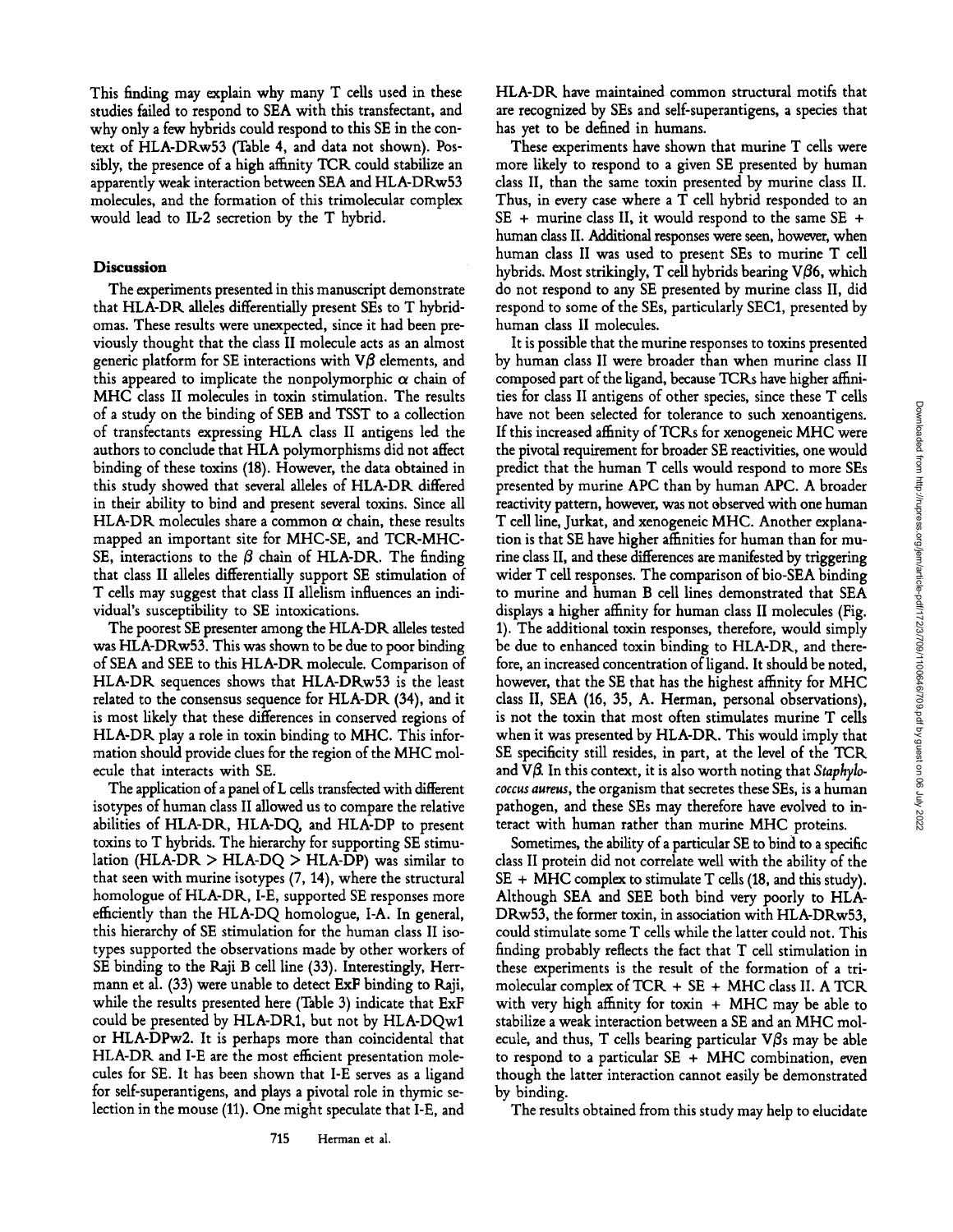This finding may explain why many T cells used in these studies failed to respond to SEA with this transfectant, and why only a few hybrids could respond to this SE in the context of HLA-DRw53 (Table 4, and data not shown). Possibly, the presence of a high affinity TCR could stabilize an apparently weak interaction between SEA and HLA-DRw53 molecules, and the formation of this trimolecular complex would lead to IL-2 secretion by the T hybrid.

## Discussion

The experiments presented in this manuscript demonstrate that HLA-DR alleles differentially present SEs to T hybridomas. These results were unexpected, since it had been previously thought that the class II molecule acts as an almost generic platform for SE interactions with V$\beta$ elements, and this appeared to implicate the nonpolymorphic $\alpha$ chain of MHC class II molecules in toxin stimulation. The results of a study on the binding of SEB and TSST to a collection of transfectants expressing HLA class II antigens led the authors to conclude that HLA polymorphisms did not affect binding of these toxins (18). However, the data obtained in this study showed that several alleles of HLA-DR differed in their ability to bind and present several toxins. Since all HLA-DR molecules share a common $\alpha$ chain, these results mapped an important site for MHC-SE, and TCR-MHC-SE, interactions to the $\beta$ chain of HLA-DR. The finding that class II alleles differentially support SE stimulation of T cells may suggest that class II allelism influences an individual's susceptibility to SE intoxications.

The poorest SE presenter among the HLA-DR alleles tested was HLA-DRw53. This was shown to be due to poor binding of SEA and SEE to this HLA-DR molecule. Comparison of HLA-DR sequences shows that HLA-DRw53 is the least related to the consensus sequence for HLA-DR (34), and it is most likely that these differences in conserved regions of HLA-DR play a role in toxin binding to MHC. This information should provide clues for the region of the MHC molecule that interacts with SE.

The application of a panel of L cells transfected with different isotypes of human class II allowed us to compare the relative abilities of HLA-DR, HLA-DQ, and HLA-DP to present toxins to T hybrids. The hierarchy for supporting SE stimulation (HLA-DR > HLA-DQ > HLA-DP) was similar to that seen with murine isotypes (7, 14), where the structural homologue of HLA-DR, I-E, supported SE responses more efficiently than the HLA-DQ homologue, I-A. In general, this hierarchy of SE stimulation for the human class II isotypes supported the observations made by other workers of SE binding to the Raji B cell line (33). Interestingly, Herrmann et al. (33) were unable to detect ExF binding to Raji, while the results presented here (Table 3) indicate that ExF could be presented by HLA-DR1, but not by HLA-DQw1 or HLA-DPw2. It is perhaps more than coincidental that HLA-DR and I-E are the most efficient presentation molecules for SE. It has been shown that I-E serves as a ligand for self-superantigens, and plays a pivotal role in thymic selection in the mouse (11). One might speculate that I-E, and HLA-DR have maintained common structural motifs that are recognized by SEs and self-superantigens, a species that has yet to be defined in humans.

These experiments have shown that murine T cells were more likely to respond to a given SE presented by human class II, than the same toxin presented by murine class II. Thus, in every case where a T cell hybrid responded to an SE + murine class II, it would respond to the same SE + human class II. Additional responses were seen, however, when human class II was used to present SEs to murine T cell hybrids. Most strikingly, T cell hybrids bearing V$\beta$6, which do not respond to any SE presented by murine class II, did respond to some of the SEs, particularly SEC1, presented by human class II molecules.

It is possible that the murine responses to toxins presented by human class II were broader than when murine class II composed part of the ligand, because TCRs have higher affinities for class II antigens of other species, since these T cells have not been selected for tolerance to such xenoantigens. If this increased affinity of TCRs for xenogeneic MHC were the pivotal requirement for broader SE reactivities, one would predict that the human T cells would respond to more SEs presented by murine APC than by human APC. A broader reactivity pattern, however, was not observed with one human T cell line, Jurkat, and xenogeneic MHC. Another explanation is that SE have higher affinities for human than for murine class II, and these differences are manifested by triggering wider T cell responses. The comparison of bio-SEA binding to murine and human B cell lines demonstrated that SEA displays a higher affinity for human class II molecules (Fig. 1). The additional toxin responses, therefore, would simply be due to enhanced toxin binding to HLA-DR, and therefore, an increased concentration of ligand. It should be noted, however, that the SE that has the highest affinity for MHC class II, SEA (16, 35, A. Herman, personal observations), is not the toxin that most often stimulates murine T cells when it was presented by HLA-DR. This would imply that SE specificity still resides, in part, at the level of the TCR and V$\beta$. In this context, it is also worth noting that *Staphylococcus aureus*, the organism that secretes these SEs, is a human pathogen, and these SEs may therefore have evolved to interact with human rather than murine MHC proteins.

Sometimes, the ability of a particular SE to bind to a specific class II protein did not correlate well with the ability of the SE + MHC complex to stimulate T cells (18, and this study). Although SEA and SEE both bind very poorly to HLA-DRw53, the former toxin, in association with HLA-DRw53, could stimulate some T cells while the latter could not. This finding probably reflects the fact that T cell stimulation in these experiments is the result of the formation of a trimolecular complex of TCR + SE + MHC class II. A TCR with very high affinity for toxin + MHC may be able to stabilize a weak interaction between a SE and an MHC molecule, and thus, T cells bearing particular V$\beta$s may be able to respond to a particular SE + MHC combination, even though the latter interaction cannot easily be demonstrated by binding.

The results obtained from this study may help to elucidate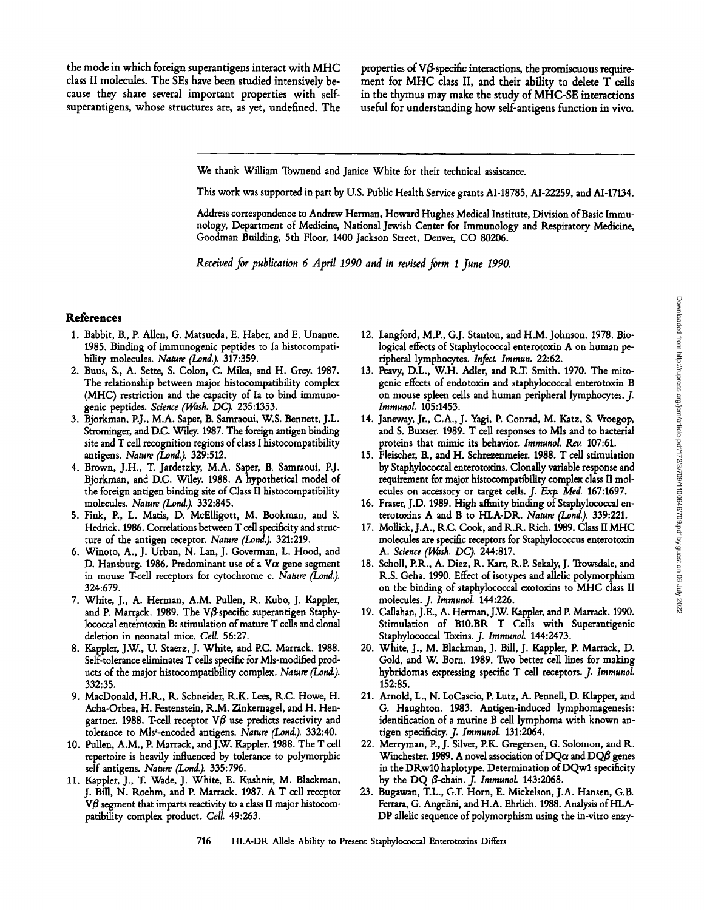the mode in which foreign superantigens interact with MHC class II molecules. The SEs have been studied intensively because they share several important properties with self-superantigens, whose structures are, as yet, undefined. The properties of Vβ-specific interactions, the promiscuous requirement for MHC class II, and their ability to delete T cells in the thymus may make the study of MHC-SE interactions useful for understanding how self-antigens function in vivo.

We thank William Townend and Janice White for their technical assistance.

This work was supported in part by U.S. Public Health Service grants AI-18785, AI-22259, and AI-17134.

Address correspondence to Andrew Herman, Howard Hughes Medical Institute, Division of Basic Immunology, Department of Medicine, National Jewish Center for Immunology and Respiratory Medicine, Goodman Building, 5th Floor, 1400 Jackson Street, Denver, CO 80206.

*Received for publication 6 April 1990 and in revised form 1 June 1990.*

## References

1. Babbit, B., P. Allen, G. Matsueda, E. Haber, and E. Unanue. 1985. Binding of immunogenic peptides to Ia histocompatibility molecules. *Nature (Lond.).* 317:359.
2. Buus, S., A. Sette, S. Colon, C. Miles, and H. Grey. 1987. The relationship between major histocompatibility complex (MHC) restriction and the capacity of Ia to bind immunogenic peptides. *Science (Wash. DC).* 235:1353.
3. Bjorkman, P.J., M.A. Saper, B. Samraoui, W.S. Bennett, J.L. Strominger, and D.C. Wiley. 1987. The foreign antigen binding site and T cell recognition regions of class I histocompatibility antigens. *Nature (Lond.).* 329:512.
4. Brown, J.H., T. Jardetzky, M.A. Saper, B. Samraoui, P.J. Bjorkman, and D.C. Wiley. 1988. A hypothetical model of the foreign antigen binding site of Class II histocompatibility molecules. *Nature (Lond.).* 332:845.
5. Fink, P., L. Matis, D. McElligott, M. Bookman, and S. Hedrick. 1986. Correlations between T cell specificity and structure of the antigen receptor. *Nature (Lond.).* 321:219.
6. Winoto, A., J. Urban, N. Lan, J. Goverman, L. Hood, and D. Hansburg. 1986. Predominant use of a Vα gene segment in mouse T-cell receptors for cytochrome c. *Nature (Lond.).* 324:679.
7. White, J., A. Herman, A.M. Pullen, R. Kubo, J. Kappler, and P. Marrack. 1989. The Vβ-specific superantigen Staphylococcal enterotoxin B: stimulation of mature T cells and clonal deletion in neonatal mice. *Cell.* 56:27.
8. Kappler, J.W., U. Staerz, J. White, and P.C. Marrack. 1988. Self-tolerance eliminates T cells specific for Mls-modified products of the major histocompatibility complex. *Nature (Lond.).* 332:35.
9. MacDonald, H.R., R. Schneider, R.K. Lees, R.C. Howe, H. Acha-Orbea, H. Festenstein, R.M. Zinkernagel, and H. Hengartner. 1988. T-cell receptor Vβ use predicts reactivity and tolerance to Mls$^a$-encoded antigens. *Nature (Lond.).* 332:40.
10. Pullen, A.M., P. Marrack, and J.W. Kappler. 1988. The T cell repertoire is heavily influenced by tolerance to polymorphic self antigens. *Nature (Lond.).* 335:796.
11. Kappler, J., T. Wade, J. White, E. Kushnir, M. Blackman, J. Bill, N. Roehm, and P. Marrack. 1987. A T cell receptor Vβ segment that imparts reactivity to a class II major histocompatibility complex product. *Cell.* 49:263.
12. Langford, M.P., G.J. Stanton, and H.M. Johnson. 1978. Biological effects of Staphylococcal enterotoxin A on human peripheral lymphocytes. *Infect. Immun.* 22:62.
13. Peavy, D.L., W.H. Adler, and R.T. Smith. 1970. The mitogenic effects of endotoxin and staphylococcal enterotoxin B on mouse spleen cells and human peripheral lymphocytes. *J. Immunol.* 105:1453.
14. Janeway, Jr., C.A., J. Yagi, P. Conrad, M. Katz, S. Vroegop, and S. Buxser. 1989. T cell responses to Mls and to bacterial proteins that mimic its behavior. *Immunol. Rev.* 107:61.
15. Fleischer, B., and H. Schrezenmeier. 1988. T cell stimulation by Staphylococcal enterotoxins. Clonally variable response and requirement for major histocompatibility complex class II molecules on accessory or target cells. *J. Exp. Med.* 167:1697.
16. Fraser, J.D. 1989. High affinity binding of Staphylococcal enterotoxins A and B to HLA-DR. *Nature (Lond.).* 339:221.
17. Mollick, J.A., R.C. Cook, and R.R. Rich. 1989. Class II MHC molecules are specific receptors for Staphylococcus enterotoxin A. *Science (Wash. DC).* 244:817.
18. Scholl, P.R., A. Diez, R. Karr, R.P. Sekaly, J. Trowsdale, and R.S. Geha. 1990. Effect of isotypes and allelic polymorphism on the binding of staphylococcal exotoxins to MHC class II molecules. *J. Immunol.* 144:226.
19. Callahan, J.E., A. Herman, J.W. Kappler, and P. Marrack. 1990. Stimulation of B10.BR T Cells with Superantigenic Staphylococcal Toxins. *J. Immunol.* 144:2473.
20. White, J., M. Blackman, J. Bill, J. Kappler, P. Marrack, D. Gold, and W. Born. 1989. Two better cell lines for making hybridomas expressing specific T cell receptors. *J. Immunol.* 152:85.
21. Arnold, L., N. LoCascio, P. Lutz, A. Pennell, D. Klapper, and G. Haughton. 1983. Antigen-induced lymphomagenesis: identification of a murine B cell lymphoma with known antigen specificity. *J. Immunol.* 131:2064.
22. Merryman, P., J. Silver, P.K. Gregersen, G. Solomon, and R. Winchester. 1989. A novel association of DQα and DQβ genes in the DRw10 haplotype. Determination of DQw1 specificity by the DQ β-chain. *J. Immunol.* 143:2068.
23. Bugawan, T.L., G.T. Horn, E. Mickelson, J.A. Hansen, G.B. Ferrara, G. Angelini, and H.A. Ehrlich. 1988. Analysis of HLA-DP allelic sequence of polymorphism using the in-vitro enzy-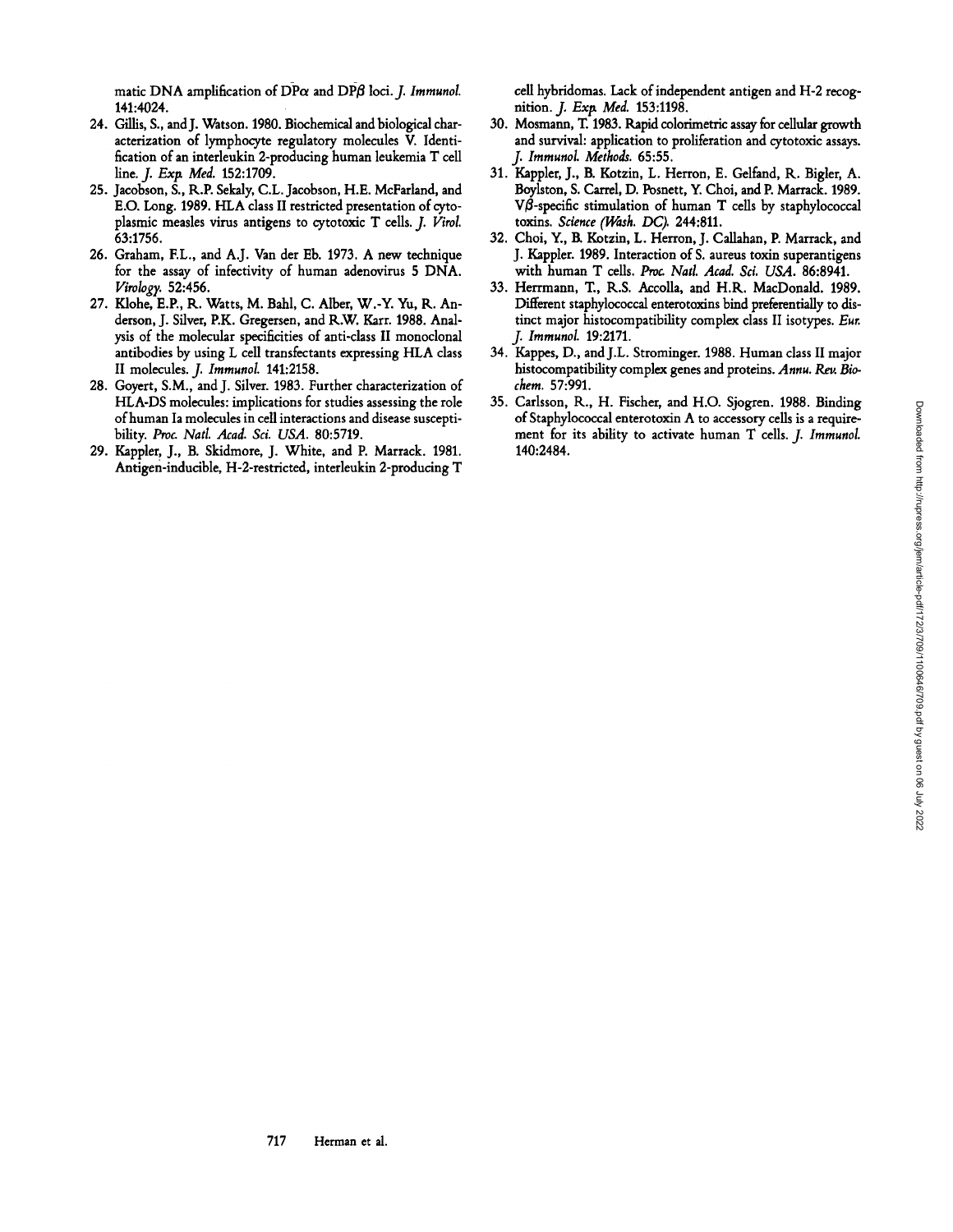matic DNA amplification of DPα and DPβ loci. *J. Immunol.* 141:4024.

24. Gillis, S., and J. Watson. 1980. Biochemical and biological characterization of lymphocyte regulatory molecules V. Identification of an interleukin 2-producing human leukemia T cell line. *J. Exp. Med.* 152:1709.
25. Jacobson, S., R.P. Sekaly, C.L. Jacobson, H.E. McFarland, and E.O. Long. 1989. HLA class II restricted presentation of cytoplasmic measles virus antigens to cytotoxic T cells. *J. Virol.* 63:1756.
26. Graham, F.L., and A.J. Van der Eb. 1973. A new technique for the assay of infectivity of human adenovirus 5 DNA. *Virology.* 52:456.
27. Klohe, E.P., R. Watts, M. Bahl, C. Alber, W.-Y. Yu, R. Anderson, J. Silver, P.K. Gregersen, and R.W. Karr. 1988. Analysis of the molecular specificities of anti-class II monoclonal antibodies by using L cell transfectants expressing HLA class II molecules. *J. Immunol.* 141:2158.
28. Goyert, S.M., and J. Silver. 1983. Further characterization of HLA-DS molecules: implications for studies assessing the role of human Ia molecules in cell interactions and disease susceptibility. *Proc. Natl. Acad. Sci. USA.* 80:5719.
29. Kappler, J., B. Skidmore, J. White, and P. Marrack. 1981. Antigen-inducible, H-2-restricted, interleukin 2-producing T cell hybridomas. Lack of independent antigen and H-2 recognition. *J. Exp. Med.* 153:1198.
30. Mosmann, T. 1983. Rapid colorimetric assay for cellular growth and survival: application to proliferation and cytotoxic assays. *J. Immunol. Methods.* 65:55.
31. Kappler, J., B. Kotzin, L. Herron, E. Gelfand, R. Bigler, A. Boylston, S. Carrel, D. Posnett, Y. Choi, and P. Marrack. 1989. Vβ-specific stimulation of human T cells by staphylococcal toxins. *Science (Wash. DC).* 244:811.
32. Choi, Y., B. Kotzin, L. Herron, J. Callahan, P. Marrack, and J. Kappler. 1989. Interaction of S. aureus toxin superantigens with human T cells. *Proc. Natl. Acad. Sci. USA.* 86:8941.
33. Herrmann, T., R.S. Accolla, and H.R. MacDonald. 1989. Different staphylococcal enterotoxins bind preferentially to distinct major histocompatibility complex class II isotypes. *Eur. J. Immunol.* 19:2171.
34. Kappes, D., and J.L. Strominger. 1988. Human class II major histocompatibility complex genes and proteins. *Annu. Rev. Biochem.* 57:991.
35. Carlsson, R., H. Fischer, and H.O. Sjogren. 1988. Binding of Staphylococcal enterotoxin A to accessory cells is a requirement for its ability to activate human T cells. *J. Immunol.* 140:2484.